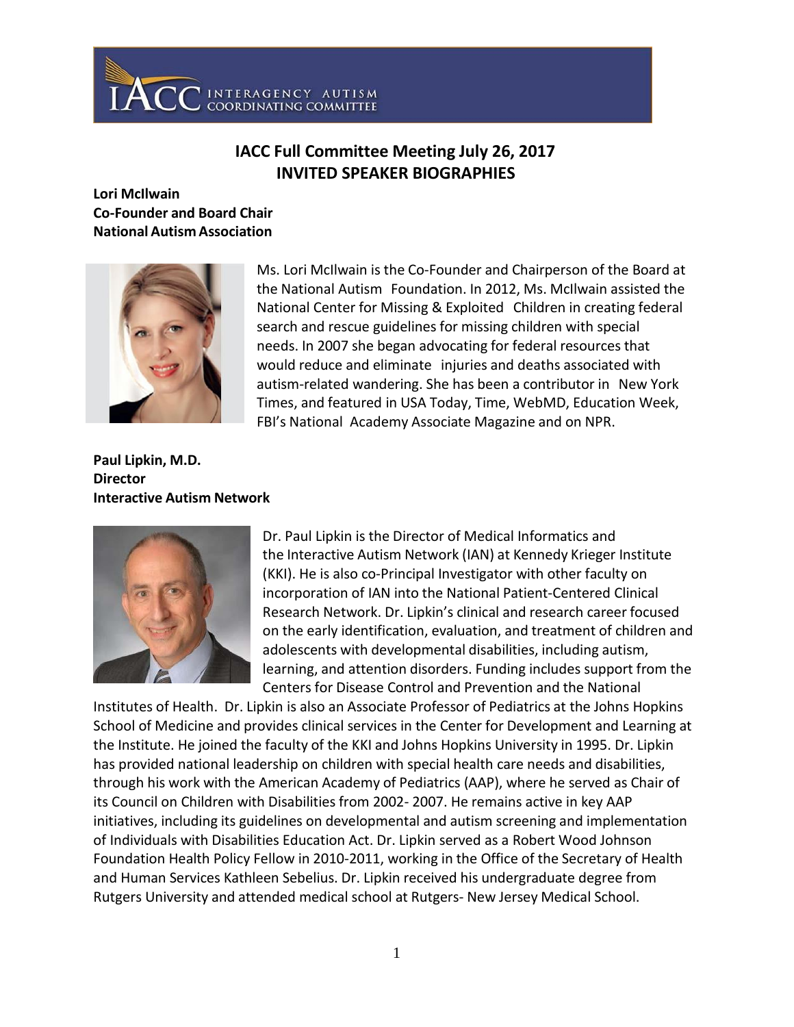# IACC Full Committee Meeting July 26, 2017
## INVITED SPEAKER BIOGRAPHIES

**Lori McIlwain**
**Co-Founder and Board Chair**
**National Autism Association**

Ms. Lori McIlwain is the Co-Founder and Chairperson of the Board at the National Autism Foundation. In 2012, Ms. McIlwain assisted the National Center for Missing & Exploited Children in creating federal search and rescue guidelines for missing children with special needs. In 2007 she began advocating for federal resources that would reduce and eliminate injuries and deaths associated with autism-related wandering. She has been a contributor in New York Times, and featured in USA Today, Time, WebMD, Education Week, FBI's National Academy Associate Magazine and on NPR.

**Paul Lipkin, M.D.**
**Director**
**Interactive Autism Network**

Dr. Paul Lipkin is the Director of Medical Informatics and the Interactive Autism Network (IAN) at Kennedy Krieger Institute (KKI). He is also co-Principal Investigator with other faculty on incorporation of IAN into the National Patient-Centered Clinical Research Network. Dr. Lipkin's clinical and research career focused on the early identification, evaluation, and treatment of children and adolescents with developmental disabilities, including autism, learning, and attention disorders. Funding includes support from the Centers for Disease Control and Prevention and the National Institutes of Health. Dr. Lipkin is also an Associate Professor of Pediatrics at the Johns Hopkins School of Medicine and provides clinical services in the Center for Development and Learning at the Institute. He joined the faculty of the KKI and Johns Hopkins University in 1995. Dr. Lipkin has provided national leadership on children with special health care needs and disabilities, through his work with the American Academy of Pediatrics (AAP), where he served as Chair of its Council on Children with Disabilities from 2002- 2007. He remains active in key AAP initiatives, including its guidelines on developmental and autism screening and implementation of Individuals with Disabilities Education Act. Dr. Lipkin served as a Robert Wood Johnson Foundation Health Policy Fellow in 2010-2011, working in the Office of the Secretary of Health and Human Services Kathleen Sebelius. Dr. Lipkin received his undergraduate degree from Rutgers University and attended medical school at Rutgers- New Jersey Medical School.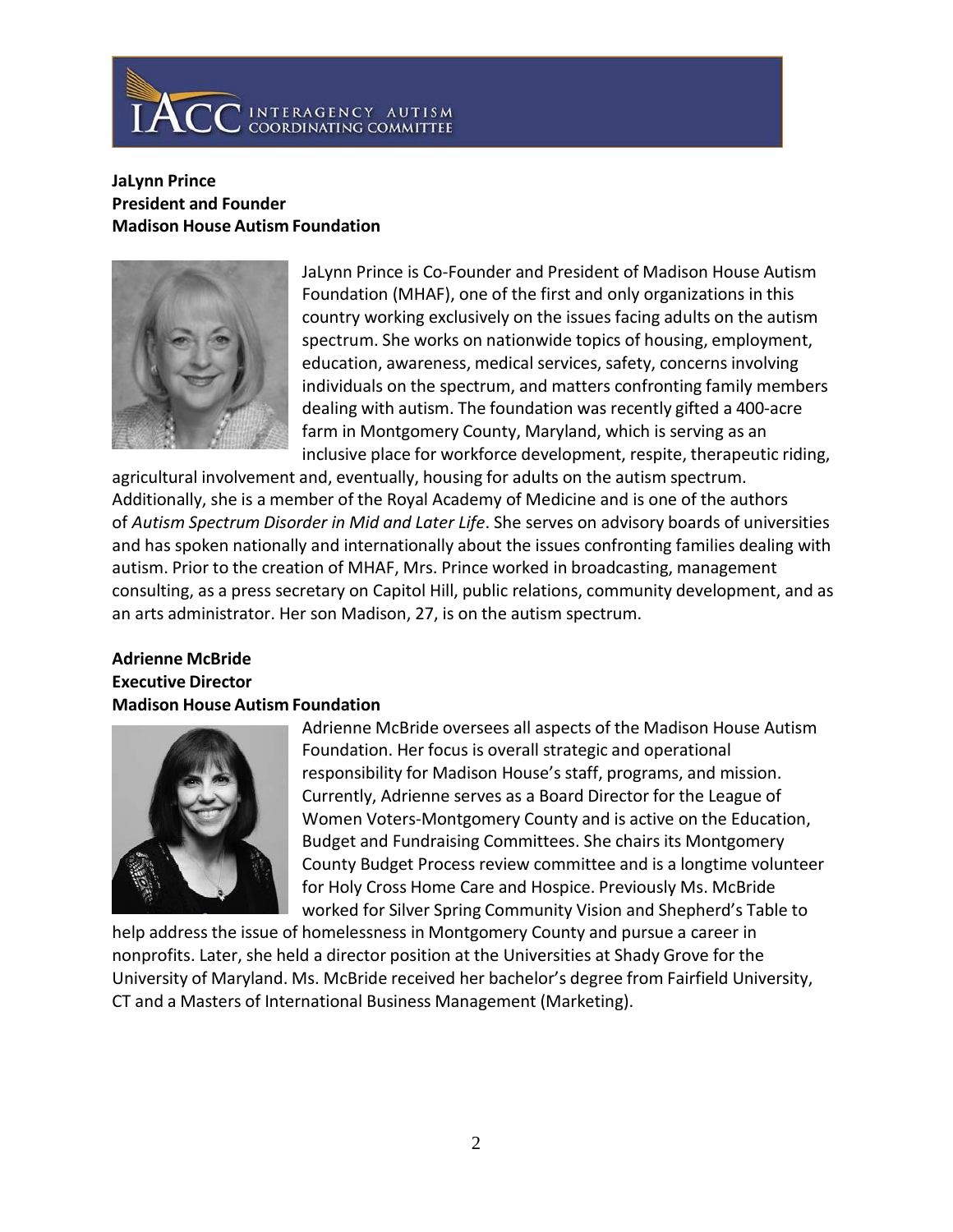**JaLynn Prince**
**President and Founder**
**Madison House Autism Foundation**

JaLynn Prince is Co-Founder and President of Madison House Autism Foundation (MHAF), one of the first and only organizations in this country working exclusively on the issues facing adults on the autism spectrum. She works on nationwide topics of housing, employment, education, awareness, medical services, safety, concerns involving individuals on the spectrum, and matters confronting family members dealing with autism. The foundation was recently gifted a 400-acre farm in Montgomery County, Maryland, which is serving as an inclusive place for workforce development, respite, therapeutic riding, agricultural involvement and, eventually, housing for adults on the autism spectrum. Additionally, she is a member of the Royal Academy of Medicine and is one of the authors of *Autism Spectrum Disorder in Mid and Later Life*. She serves on advisory boards of universities and has spoken nationally and internationally about the issues confronting families dealing with autism. Prior to the creation of MHAF, Mrs. Prince worked in broadcasting, management consulting, as a press secretary on Capitol Hill, public relations, community development, and as an arts administrator. Her son Madison, 27, is on the autism spectrum.

**Adrienne McBride**
**Executive Director**
**Madison House Autism Foundation**

Adrienne McBride oversees all aspects of the Madison House Autism Foundation. Her focus is overall strategic and operational responsibility for Madison House's staff, programs, and mission. Currently, Adrienne serves as a Board Director for the League of Women Voters-Montgomery County and is active on the Education, Budget and Fundraising Committees. She chairs its Montgomery County Budget Process review committee and is a longtime volunteer for Holy Cross Home Care and Hospice. Previously Ms. McBride worked for Silver Spring Community Vision and Shepherd's Table to help address the issue of homelessness in Montgomery County and pursue a career in nonprofits. Later, she held a director position at the Universities at Shady Grove for the University of Maryland. Ms. McBride received her bachelor's degree from Fairfield University, CT and a Masters of International Business Management (Marketing).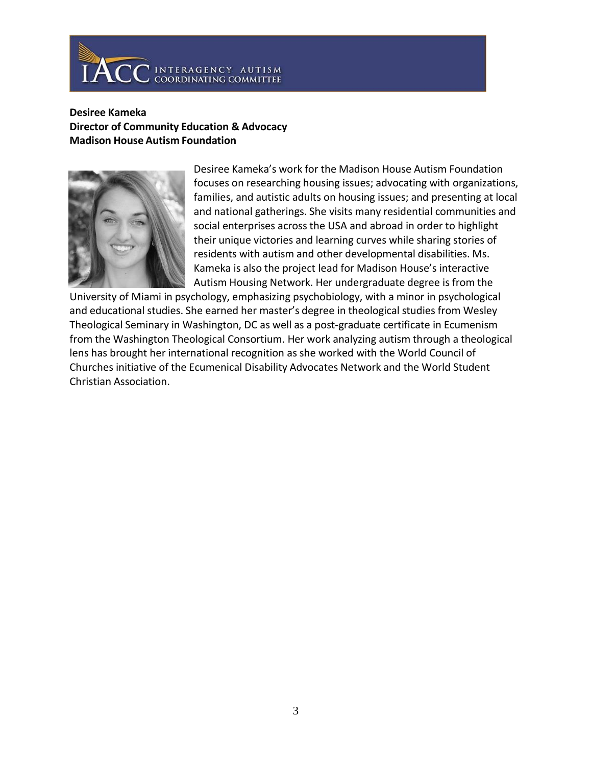**Desiree Kameka**
**Director of Community Education & Advocacy**
**Madison House Autism Foundation**

Desiree Kameka's work for the Madison House Autism Foundation focuses on researching housing issues; advocating with organizations, families, and autistic adults on housing issues; and presenting at local and national gatherings. She visits many residential communities and social enterprises across the USA and abroad in order to highlight their unique victories and learning curves while sharing stories of residents with autism and other developmental disabilities. Ms. Kameka is also the project lead for Madison House's interactive Autism Housing Network. Her undergraduate degree is from the University of Miami in psychology, emphasizing psychobiology, with a minor in psychological and educational studies. She earned her master's degree in theological studies from Wesley Theological Seminary in Washington, DC as well as a post-graduate certificate in Ecumenism from the Washington Theological Consortium. Her work analyzing autism through a theological lens has brought her international recognition as she worked with the World Council of Churches initiative of the Ecumenical Disability Advocates Network and the World Student Christian Association.